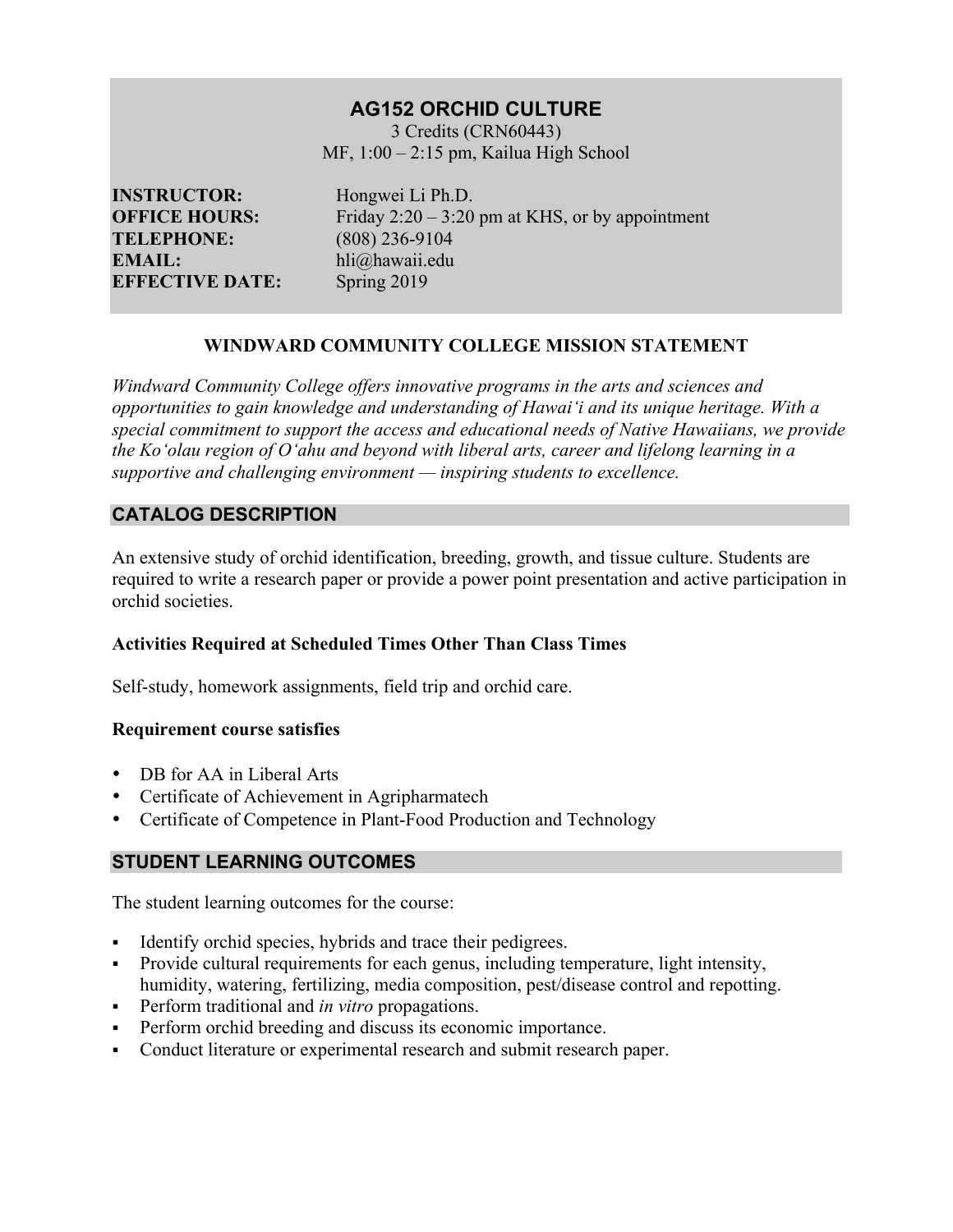# AG152 ORCHID CULTURE

3 Credits (CRN60443)
MF, 1:00 – 2:15 pm, Kailua High School

**INSTRUCTOR:** Hongwei Li Ph.D.
**OFFICE HOURS:** Friday 2:20 – 3:20 pm at KHS, or by appointment
**TELEPHONE:** (808) 236-9104
**EMAIL:** hli@hawaii.edu
**EFFECTIVE DATE:** Spring 2019

## WINDWARD COMMUNITY COLLEGE MISSION STATEMENT

*Windward Community College offers innovative programs in the arts and sciences and opportunities to gain knowledge and understanding of Hawaiʻi and its unique heritage. With a special commitment to support the access and educational needs of Native Hawaiians, we provide the Koʻolau region of Oʻahu and beyond with liberal arts, career and lifelong learning in a supportive and challenging environment — inspiring students to excellence.*

## CATALOG DESCRIPTION

An extensive study of orchid identification, breeding, growth, and tissue culture. Students are required to write a research paper or provide a power point presentation and active participation in orchid societies.

### Activities Required at Scheduled Times Other Than Class Times

Self-study, homework assignments, field trip and orchid care.

### Requirement course satisfies

- DB for AA in Liberal Arts
- Certificate of Achievement in Agripharmatech
- Certificate of Competence in Plant-Food Production and Technology

## STUDENT LEARNING OUTCOMES

The student learning outcomes for the course:

- Identify orchid species, hybrids and trace their pedigrees.
- Provide cultural requirements for each genus, including temperature, light intensity, humidity, watering, fertilizing, media composition, pest/disease control and repotting.
- Perform traditional and *in vitro* propagations.
- Perform orchid breeding and discuss its economic importance.
- Conduct literature or experimental research and submit research paper.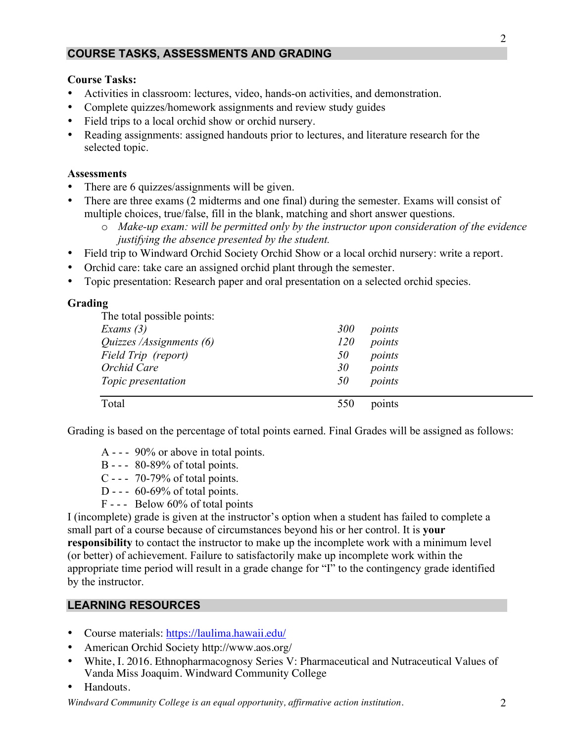## COURSE TASKS, ASSESSMENTS AND GRADING

**Course Tasks:**

- Activities in classroom: lectures, video, hands-on activities, and demonstration.
- Complete quizzes/homework assignments and review study guides
- Field trips to a local orchid show or orchid nursery.
- Reading assignments: assigned handouts prior to lectures, and literature research for the selected topic.

**Assessments**

- There are 6 quizzes/assignments will be given.
- There are three exams (2 midterms and one final) during the semester. Exams will consist of multiple choices, true/false, fill in the blank, matching and short answer questions.
    - *Make-up exam: will be permitted only by the instructor upon consideration of the evidence justifying the absence presented by the student.*
- Field trip to Windward Orchid Society Orchid Show or a local orchid nursery: write a report.
- Orchid care: take care an assigned orchid plant through the semester.
- Topic presentation: Research paper and oral presentation on a selected orchid species.

**Grading**

The total possible points:

| | | |
|---|---|---|
| *Exams (3)* | *300* | *points* |
| *Quizzes /Assignments (6)* | *120* | *points* |
| *Field Trip (report)* | *50* | *points* |
| *Orchid Care* | *30* | *points* |
| *Topic presentation* | *50* | *points* |
| Total | 550 | points |

Grading is based on the percentage of total points earned. Final Grades will be assigned as follows:

A - - - 90% or above in total points.
B - - - 80-89% of total points.
C - - - 70-79% of total points.
D - - - 60-69% of total points.
F - - - Below 60% of total points

I (incomplete) grade is given at the instructor's option when a student has failed to complete a small part of a course because of circumstances beyond his or her control. It is **your responsibility** to contact the instructor to make up the incomplete work with a minimum level (or better) of achievement. Failure to satisfactorily make up incomplete work within the appropriate time period will result in a grade change for "I" to the contingency grade identified by the instructor.

## LEARNING RESOURCES

- Course materials: [https://laulima.hawaii.edu/](https://laulima.hawaii.edu/)
- American Orchid Society http://www.aos.org/
- White, I. 2016. Ethnopharmacognosy Series V: Pharmaceutical and Nutraceutical Values of Vanda Miss Joaquim. Windward Community College
- Handouts.

*Windward Community College is an equal opportunity, affirmative action institution.*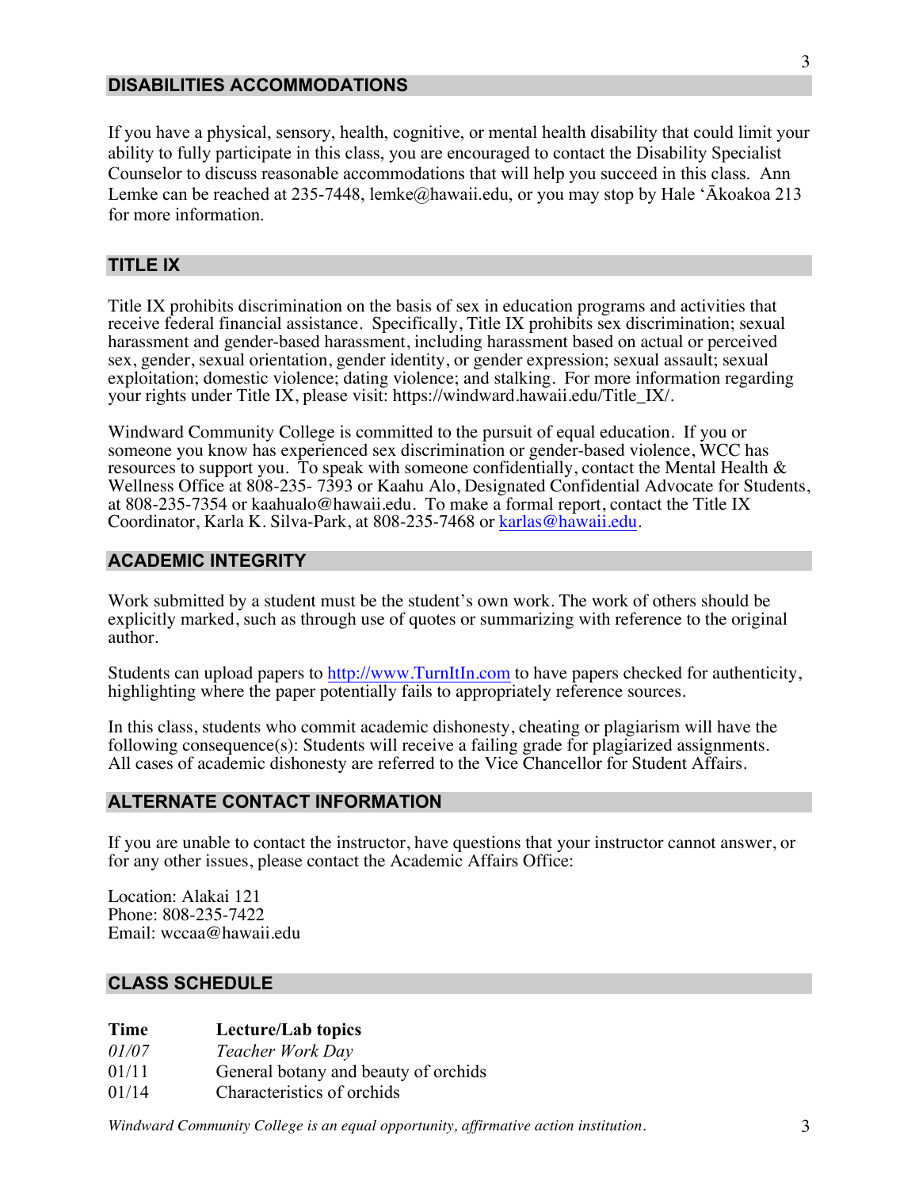## DISABILITIES ACCOMMODATIONS

If you have a physical, sensory, health, cognitive, or mental health disability that could limit your ability to fully participate in this class, you are encouraged to contact the Disability Specialist Counselor to discuss reasonable accommodations that will help you succeed in this class. Ann Lemke can be reached at 235-7448, lemke@hawaii.edu, or you may stop by Hale ʻĀkoakoa 213 for more information.

## TITLE IX

Title IX prohibits discrimination on the basis of sex in education programs and activities that receive federal financial assistance. Specifically, Title IX prohibits sex discrimination; sexual harassment and gender-based harassment, including harassment based on actual or perceived sex, gender, sexual orientation, gender identity, or gender expression; sexual assault; sexual exploitation; domestic violence; dating violence; and stalking. For more information regarding your rights under Title IX, please visit: https://windward.hawaii.edu/Title_IX/.

Windward Community College is committed to the pursuit of equal education. If you or someone you know has experienced sex discrimination or gender-based violence, WCC has resources to support you. To speak with someone confidentially, contact the Mental Health & Wellness Office at 808-235- 7393 or Kaahu Alo, Designated Confidential Advocate for Students, at 808-235-7354 or kaahualo@hawaii.edu. To make a formal report, contact the Title IX Coordinator, Karla K. Silva-Park, at 808-235-7468 or karlas@hawaii.edu.

## ACADEMIC INTEGRITY

Work submitted by a student must be the student's own work. The work of others should be explicitly marked, such as through use of quotes or summarizing with reference to the original author.

Students can upload papers to http://www.TurnItIn.com to have papers checked for authenticity, highlighting where the paper potentially fails to appropriately reference sources.

In this class, students who commit academic dishonesty, cheating or plagiarism will have the following consequence(s): Students will receive a failing grade for plagiarized assignments. All cases of academic dishonesty are referred to the Vice Chancellor for Student Affairs.

## ALTERNATE CONTACT INFORMATION

If you are unable to contact the instructor, have questions that your instructor cannot answer, or for any other issues, please contact the Academic Affairs Office:

Location: Alakai 121
Phone: 808-235-7422
Email: wccaa@hawaii.edu

## CLASS SCHEDULE

| Time | Lecture/Lab topics |
|---|---|
| *01/07* | *Teacher Work Day* |
| 01/11 | General botany and beauty of orchids |
| 01/14 | Characteristics of orchids |

*Windward Community College is an equal opportunity, affirmative action institution.*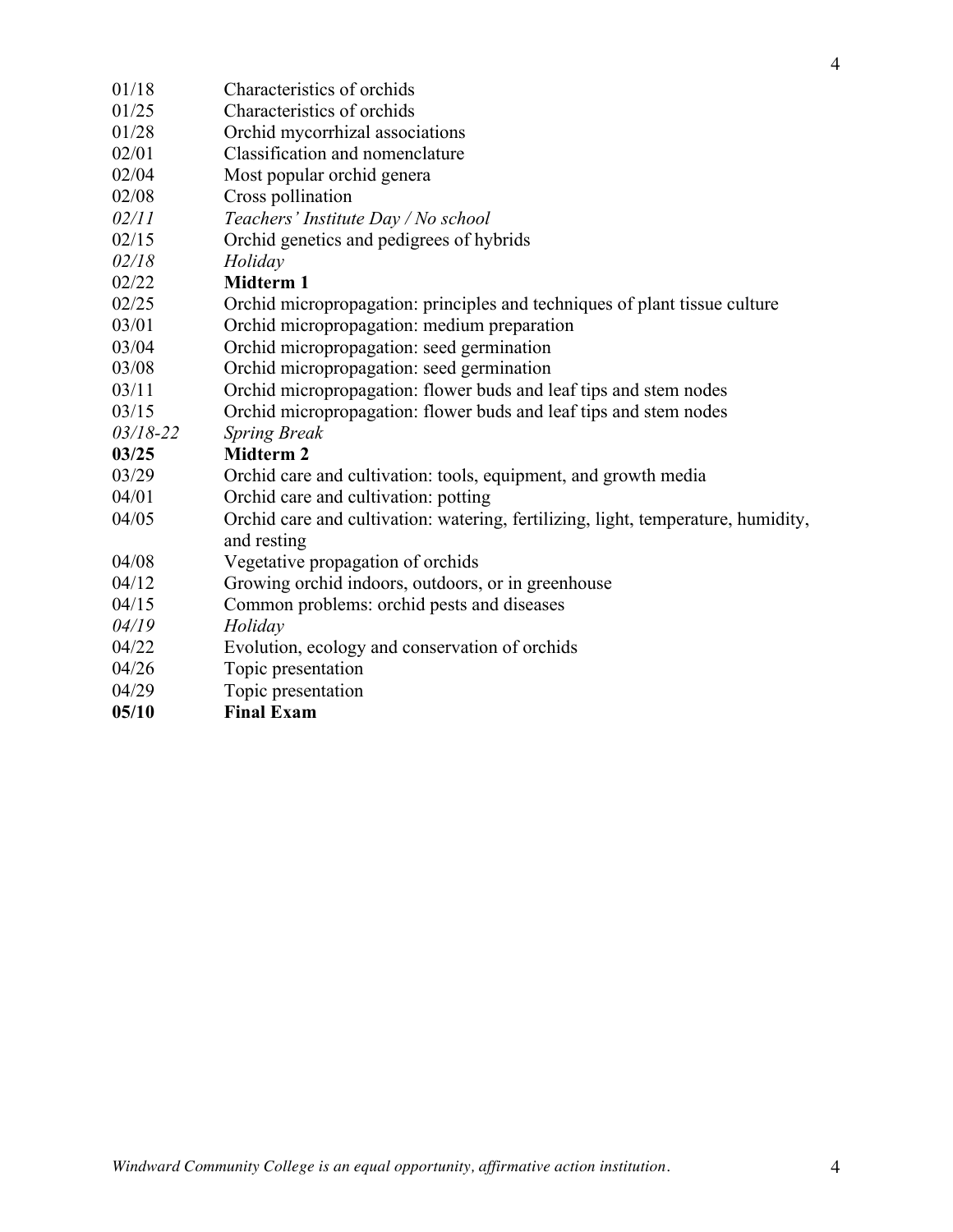| | |
|---|---|
| 01/18 | Characteristics of orchids |
| 01/25 | Characteristics of orchids |
| 01/28 | Orchid mycorrhizal associations |
| 02/01 | Classification and nomenclature |
| 02/04 | Most popular orchid genera |
| 02/08 | Cross pollination |
| *02/11* | *Teachers' Institute Day / No school* |
| 02/15 | Orchid genetics and pedigrees of hybrids |
| *02/18* | *Holiday* |
| 02/22 | **Midterm 1** |
| 02/25 | Orchid micropropagation: principles and techniques of plant tissue culture |
| 03/01 | Orchid micropropagation: medium preparation |
| 03/04 | Orchid micropropagation: seed germination |
| 03/08 | Orchid micropropagation: seed germination |
| 03/11 | Orchid micropropagation: flower buds and leaf tips and stem nodes |
| 03/15 | Orchid micropropagation: flower buds and leaf tips and stem nodes |
| *03/18-22* | *Spring Break* |
| **03/25** | **Midterm 2** |
| 03/29 | Orchid care and cultivation: tools, equipment, and growth media |
| 04/01 | Orchid care and cultivation: potting |
| 04/05 | Orchid care and cultivation: watering, fertilizing, light, temperature, humidity, and resting |
| 04/08 | Vegetative propagation of orchids |
| 04/12 | Growing orchid indoors, outdoors, or in greenhouse |
| 04/15 | Common problems: orchid pests and diseases |
| *04/19* | *Holiday* |
| 04/22 | Evolution, ecology and conservation of orchids |
| 04/26 | Topic presentation |
| 04/29 | Topic presentation |
| **05/10** | **Final Exam** |

*Windward Community College is an equal opportunity, affirmative action institution.*